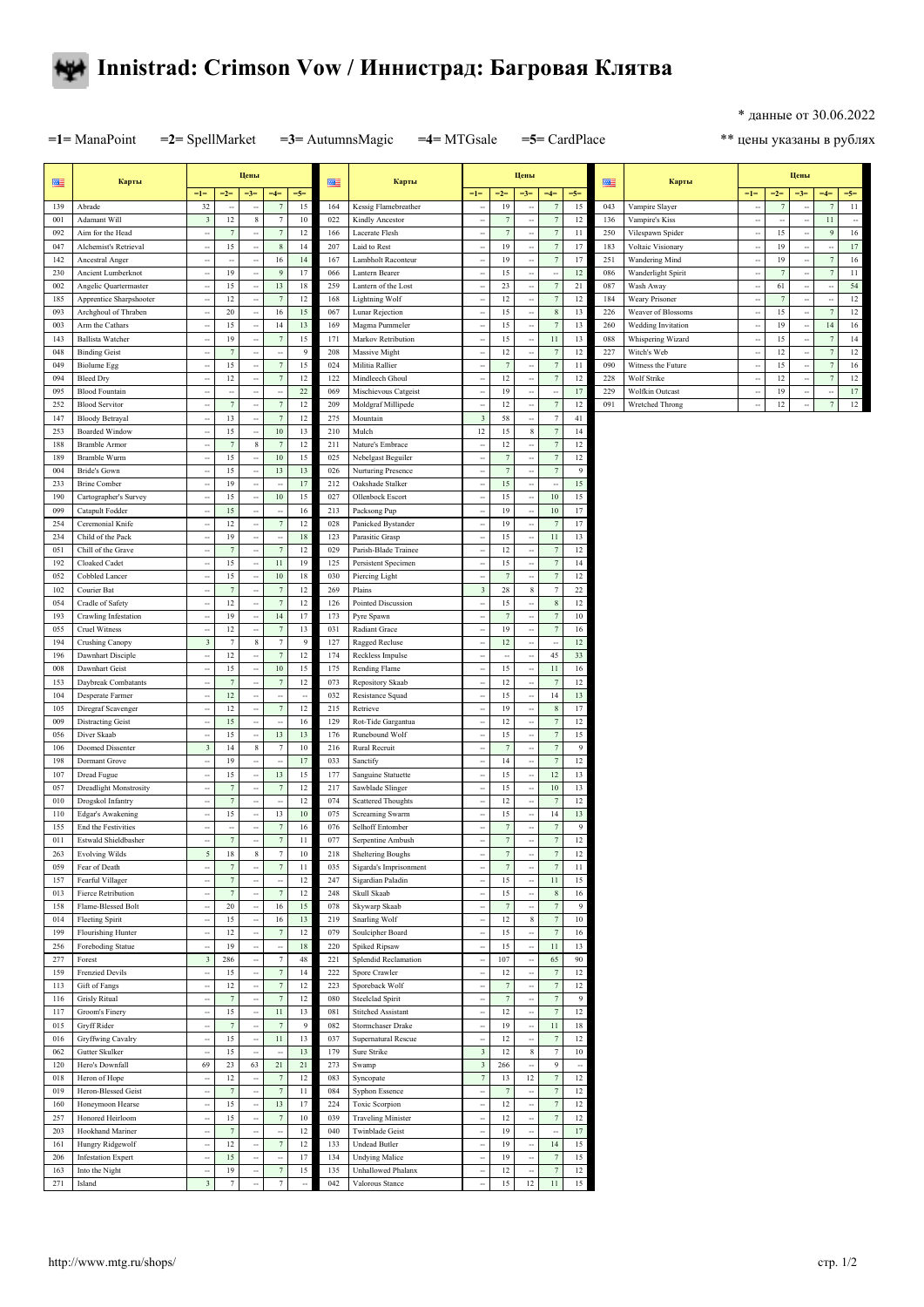# Innistrad: Crimson Vow / Иннистрад: Багровая Клятва

\* данные от 30.06.2022

=1= ManaPoint =2= SpellMarket =3= AutumnsMagic =4= MTGsale =5= CardPlace

\*\* цены указаны в рублях

| # | Карты | =1= | =2= | =3= | =4= | =5= |
|---|---|---|---|---|---|---|
| 139 | Abrade | 32 | -- | -- | 7 | 15 |
| 001 | Adamant Will | 3 | 12 | 8 | 7 | 10 |
| 092 | Aim for the Head | -- | 7 | -- | 7 | 12 |
| 047 | Alchemist's Retrieval | -- | 15 | -- | 8 | 14 |
| 142 | Ancestral Anger | -- | -- | -- | 16 | 14 |
| 230 | Ancient Lumberknot | -- | 19 | -- | 9 | 17 |
| 002 | Angelic Quartermaster | -- | 15 | -- | 13 | 18 |
| 185 | Apprentice Sharpshooter | -- | 12 | -- | 7 | 12 |
| 093 | Archghoul of Thraben | -- | 20 | -- | 16 | 15 |
| 003 | Arm the Cathars | -- | 15 | -- | 14 | 13 |
| 143 | Ballista Watcher | -- | 19 | -- | 7 | 15 |
| 048 | Binding Geist | -- | 7 | -- | -- | 9 |
| 049 | Biolume Egg | -- | 15 | -- | 7 | 15 |
| 094 | Bleed Dry | -- | 12 | -- | 7 | 12 |
| 095 | Blood Fountain | -- | -- | -- | -- | 22 |
| 252 | Blood Servitor | -- | 7 | -- | 7 | 12 |
| 147 | Bloody Betrayal | -- | 13 | -- | 7 | 12 |
| 253 | Boarded Window | -- | 15 | -- | 10 | 13 |
| 188 | Bramble Armor | -- | 7 | 8 | 7 | 12 |
| 189 | Bramble Wurm | -- | 15 | -- | 10 | 15 |
| 004 | Bride's Gown | -- | 15 | -- | 13 | 13 |
| 233 | Brine Comber | -- | 19 | -- | -- | 17 |
| 190 | Cartographer's Survey | -- | 15 | -- | 10 | 15 |
| 099 | Catapult Fodder | -- | 15 | -- | -- | 16 |
| 254 | Ceremonial Knife | -- | 12 | -- | 7 | 12 |
| 234 | Child of the Pack | -- | 19 | -- | -- | 18 |
| 051 | Chill of the Grave | -- | 7 | -- | 7 | 12 |
| 192 | Cloaked Cadet | -- | 15 | -- | 11 | 19 |
| 052 | Cobbled Lancer | -- | 15 | -- | 10 | 18 |
| 102 | Courier Bat | -- | 7 | -- | 7 | 12 |
| 054 | Cradle of Safety | -- | 12 | -- | 7 | 12 |
| 193 | Crawling Infestation | -- | 19 | -- | 14 | 17 |
| 055 | Cruel Witness | -- | 12 | -- | 7 | 13 |
| 194 | Crushing Canopy | 3 | 7 | 8 | 7 | 9 |
| 196 | Dawnhart Disciple | -- | 12 | -- | 7 | 12 |
| 008 | Dawnhart Geist | -- | 15 | -- | 10 | 15 |
| 153 | Daybreak Combatants | -- | 7 | -- | 7 | 12 |
| 104 | Desperate Farmer | -- | 12 | -- | -- | -- |
| 105 | Diregraf Scavenger | -- | 12 | -- | 7 | 12 |
| 009 | Distracting Geist | -- | 15 | -- | -- | 16 |
| 056 | Diver Skaab | -- | 15 | -- | 13 | 13 |
| 106 | Doomed Dissenter | 3 | 14 | 8 | 7 | 10 |
| 198 | Dormant Grove | -- | 19 | -- | -- | 17 |
| 107 | Dread Fugue | -- | 15 | -- | 13 | 15 |
| 057 | Dreadlight Monstrosity | -- | 7 | -- | 7 | 12 |
| 010 | Drogskol Infantry | -- | 7 | -- | -- | 12 |
| 110 | Edgar's Awakening | -- | 15 | -- | 13 | 10 |
| 155 | End the Festivities | -- | -- | -- | 7 | 16 |
| 011 | Estwald Shieldbasher | -- | 7 | -- | 7 | 11 |
| 263 | Evolving Wilds | 5 | 18 | 8 | 7 | 10 |
| 059 | Fear of Death | -- | 7 | -- | 7 | 11 |
| 157 | Fearful Villager | -- | 7 | -- | -- | 12 |
| 013 | Fierce Retribution | -- | 7 | -- | 7 | 12 |
| 158 | Flame-Blessed Bolt | -- | 20 | -- | 16 | 15 |
| 014 | Fleeting Spirit | -- | 15 | -- | 16 | 13 |
| 199 | Flourishing Hunter | -- | 12 | -- | 7 | 12 |
| 256 | Foreboding Statue | -- | 19 | -- | -- | 18 |
| 277 | Forest | 3 | 286 | -- | 7 | 48 |
| 159 | Frenzied Devils | -- | 15 | -- | 7 | 14 |
| 113 | Gift of Fangs | -- | 12 | -- | 7 | 12 |
| 116 | Grisly Ritual | -- | 7 | -- | 7 | 12 |
| 117 | Groom's Finery | -- | 15 | -- | 11 | 13 |
| 015 | Gryff Rider | -- | 7 | -- | 7 | 9 |
| 016 | Gryffwing Cavalry | -- | 15 | -- | 11 | 13 |
| 062 | Gutter Skulker | -- | 15 | -- | -- | 13 |
| 120 | Hero's Downfall | 69 | 23 | 63 | 21 | 21 |
| 018 | Heron of Hope | -- | 12 | -- | 7 | 12 |
| 019 | Heron-Blessed Geist | -- | 7 | -- | 7 | 11 |
| 160 | Honeymoon Hearse | -- | 15 | -- | 13 | 17 |
| 257 | Honored Heirloom | -- | 15 | -- | 7 | 10 |
| 203 | Hookhand Mariner | -- | 7 | -- | -- | 12 |
| 161 | Hungry Ridgewolf | -- | 12 | -- | 7 | 12 |
| 206 | Infestation Expert | -- | 15 | -- | -- | 17 |
| 163 | Into the Night | -- | 19 | -- | 7 | 15 |
| 271 | Island | 3 | 7 | -- | 7 | -- |
| 164 | Kessig Flamebreather | -- | 19 | -- | 7 | 15 |
| 022 | Kindly Ancestor | -- | 7 | -- | 7 | 12 |
| 166 | Lacerate Flesh | -- | 7 | -- | 7 | 11 |
| 207 | Laid to Rest | -- | 19 | -- | 7 | 17 |
| 167 | Lambholt Raconteur | -- | 19 | -- | 7 | 17 |
| 066 | Lantern Bearer | -- | 15 | -- | -- | 12 |
| 259 | Lantern of the Lost | -- | 23 | -- | 7 | 21 |
| 168 | Lightning Wolf | -- | 12 | -- | 7 | 12 |
| 067 | Lunar Rejection | -- | 15 | -- | 8 | 13 |
| 169 | Magma Pummeler | -- | 15 | -- | 7 | 13 |
| 171 | Markov Retribution | -- | 15 | -- | 11 | 13 |
| 208 | Massive Might | -- | 12 | -- | 7 | 12 |
| 024 | Militia Rallier | -- | 7 | -- | 7 | 11 |
| 122 | Mindleech Ghoul | -- | 12 | -- | 7 | 12 |
| 069 | Mischievous Catgeist | -- | 19 | -- | -- | 17 |
| 209 | Moldgraf Millipede | -- | 12 | -- | 7 | 12 |
| 275 | Mountain | 3 | 58 | -- | 7 | 41 |
| 210 | Mulch | 12 | 15 | 8 | 7 | 14 |
| 211 | Nature's Embrace | -- | 12 | -- | 7 | 12 |
| 025 | Nebelgast Beguiler | -- | 7 | -- | 7 | 12 |
| 026 | Nurturing Presence | -- | 7 | -- | 7 | 9 |
| 212 | Oakshade Stalker | -- | 15 | -- | -- | 15 |
| 027 | Ollenbock Escort | -- | 15 | -- | 10 | 15 |
| 213 | Packsong Pup | -- | 19 | -- | 10 | 17 |
| 028 | Panicked Bystander | -- | 19 | -- | 7 | 17 |
| 123 | Parasitic Grasp | -- | 15 | -- | 11 | 13 |
| 029 | Parish-Blade Trainee | -- | 12 | -- | 7 | 12 |
| 125 | Persistent Specimen | -- | 15 | -- | 7 | 14 |
| 030 | Piercing Light | -- | 7 | -- | 7 | 12 |
| 269 | Plains | 3 | 28 | 8 | 7 | 22 |
| 126 | Pointed Discussion | -- | 15 | -- | 8 | 12 |
| 173 | Pyre Spawn | -- | 7 | -- | 7 | 10 |
| 031 | Radiant Grace | -- | 19 | -- | 7 | 16 |
| 127 | Ragged Recluse | -- | 12 | -- | -- | 12 |
| 174 | Reckless Impulse | -- | -- | -- | 45 | 33 |
| 175 | Rending Flame | -- | 15 | -- | 11 | 16 |
| 073 | Repository Skaab | -- | 12 | -- | 7 | 12 |
| 032 | Resistance Squad | -- | 15 | -- | 14 | 13 |
| 215 | Retrieve | -- | 19 | -- | 8 | 17 |
| 129 | Rot-Tide Gargantua | -- | 12 | -- | 7 | 12 |
| 176 | Runebound Wolf | -- | 15 | -- | 7 | 15 |
| 216 | Rural Recruit | -- | 7 | -- | 7 | 9 |
| 033 | Sanctify | -- | 14 | -- | 7 | 12 |
| 177 | Sanguine Statuette | -- | 15 | -- | 12 | 13 |
| 217 | Sawblade Slinger | -- | 15 | -- | 10 | 13 |
| 074 | Scattered Thoughts | -- | 12 | -- | 7 | 12 |
| 075 | Screaming Swarm | -- | 15 | -- | 14 | 13 |
| 076 | Selhoff Entomber | -- | 7 | -- | 7 | 9 |
| 077 | Serpentine Ambush | -- | 7 | -- | 7 | 12 |
| 218 | Sheltering Boughs | -- | 7 | -- | 7 | 12 |
| 035 | Sigarda's Imprisonment | -- | 7 | -- | 7 | 11 |
| 247 | Sigardian Paladin | -- | 15 | -- | 11 | 15 |
| 248 | Skull Skaab | -- | 15 | -- | 8 | 16 |
| 078 | Skywarp Skaab | -- | 7 | -- | 7 | 9 |
| 219 | Snarling Wolf | -- | 12 | 8 | 7 | 10 |
| 079 | Soulcipher Board | -- | 15 | -- | 7 | 16 |
| 220 | Spiked Ripsaw | -- | 15 | -- | 11 | 13 |
| 221 | Splendid Reclamation | -- | 107 | -- | 65 | 90 |
| 222 | Spore Crawler | -- | 12 | -- | 7 | 12 |
| 223 | Sporeback Wolf | -- | 7 | -- | 7 | 12 |
| 080 | Steelclad Spirit | -- | 7 | -- | 7 | 9 |
| 081 | Stitched Assistant | -- | 12 | -- | 7 | 12 |
| 082 | Stormchaser Drake | -- | 19 | -- | 11 | 18 |
| 037 | Supernatural Rescue | -- | 12 | -- | 7 | 12 |
| 179 | Sure Strike | 3 | 12 | 8 | 7 | 10 |
| 273 | Swamp | 3 | 266 | -- | 9 | -- |
| 083 | Syncopate | 7 | 13 | 12 | 7 | 12 |
| 084 | Syphon Essence | -- | 7 | -- | 7 | 12 |
| 224 | Toxic Scorpion | -- | 12 | -- | 7 | 12 |
| 039 | Traveling Minister | -- | 12 | -- | 7 | 12 |
| 040 | Twinblade Geist | -- | 19 | -- | -- | 17 |
| 133 | Undead Butler | -- | 19 | -- | 14 | 15 |
| 134 | Undying Malice | -- | 19 | -- | 7 | 15 |
| 135 | Unhallowed Phalanx | -- | 12 | -- | 7 | 12 |
| 042 | Valorous Stance | -- | 15 | 12 | 11 | 15 |
| 043 | Vampire Slayer | -- | 7 | -- | 7 | 11 |
| 136 | Vampire's Kiss | -- | -- | -- | 11 | -- |
| 250 | Vilespawn Spider | -- | 15 | -- | 9 | 16 |
| 183 | Voltaic Visionary | -- | 19 | -- | -- | 17 |
| 251 | Wandering Mind | -- | 19 | -- | 7 | 16 |
| 086 | Wanderlight Spirit | -- | 7 | -- | 7 | 11 |
| 087 | Wash Away | -- | 61 | -- | -- | 54 |
| 184 | Weary Prisoner | -- | 7 | -- | -- | 12 |
| 226 | Weaver of Blossoms | -- | 15 | -- | 7 | 12 |
| 260 | Wedding Invitation | -- | 19 | -- | 14 | 16 |
| 088 | Whispering Wizard | -- | 15 | -- | 7 | 14 |
| 227 | Witch's Web | -- | 12 | -- | 7 | 12 |
| 090 | Witness the Future | -- | 15 | -- | 7 | 16 |
| 228 | Wolf Strike | -- | 12 | -- | 7 | 12 |
| 229 | Wolfkin Outcast | -- | 19 | -- | -- | 17 |
| 091 | Wretched Throng | -- | 12 | -- | 7 | 12 |

http://www.mtg.ru/shops/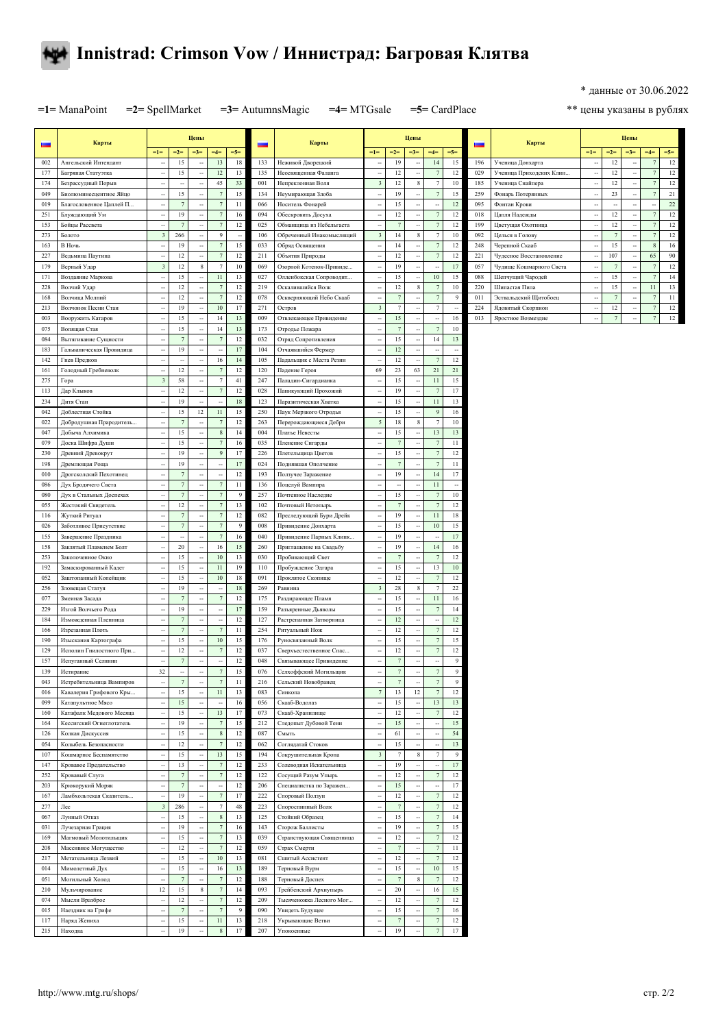# Innistrad: Crimson Vow / Иннистрад: Багровая Клятва

\* данные от 30.06.2022

**=1=** ManaPoint **=2=** SpellMarket **=3=** AutumnsMagic **=4=** MTGsale **=5=** CardPlace

\*\* цены указаны в рублях

| | Карты | Цены | | | | |
|---|---|---|---|---|---|---|
| | | =1= | =2= | =3= | =4= | =5= |
| 002 | Ангельский Интендант | -- | 15 | -- | 13 | 18 |
| 177 | Багряная Статуэтка | -- | 15 | -- | 12 | 13 |
| 174 | Безрассудный Порыв | -- | -- | -- | 45 | 33 |
| 049 | Биолюминесцентное Яйцо | -- | 15 | -- | 7 | 15 |
| 019 | Благословенное Цаплей П... | -- | 7 | -- | 7 | 11 |
| 251 | Блуждающий Ум | -- | 19 | -- | 7 | 16 |
| 153 | Бойцы Рассвета | -- | 7 | -- | 7 | 12 |
| 273 | Болото | 3 | 266 | -- | 9 | -- |
| 163 | В Ночь | -- | 19 | -- | 7 | 15 |
| 227 | Ведьмина Паутина | -- | 12 | -- | 7 | 12 |
| 179 | Верный Удар | 3 | 12 | 8 | 7 | 10 |
| 171 | Воздаяние Маркова | -- | 15 | -- | 11 | 13 |
| 228 | Волчий Удар | -- | 12 | -- | 7 | 12 |
| 168 | Волчица Молний | -- | 12 | -- | 7 | 12 |
| 213 | Волчонок Песни Стаи | -- | 19 | -- | 10 | 17 |
| 003 | Вооружить Катаров | -- | 15 | -- | 14 | 13 |
| 075 | Воющая Стая | -- | 15 | -- | 14 | 13 |
| 084 | Вытягивание Сущности | -- | 7 | -- | 7 | 12 |
| 183 | Гальваническая Провидица | -- | 19 | -- | -- | 17 |
| 142 | Гнев Предков | -- | -- | -- | 16 | 14 |
| 161 | Голодный Гребневолк | -- | 12 | -- | 7 | 12 |
| 275 | Гора | 3 | 58 | -- | 7 | 41 |
| 113 | Дар Клыков | -- | 12 | -- | 7 | 12 |
| 234 | Дитя Стаи | -- | 19 | -- | -- | 18 |
| 042 | Доблестная Стойка | -- | 15 | 12 | 11 | 15 |
| 022 | Добродушная Прародитель... | -- | 7 | -- | 7 | 12 |
| 047 | Добыча Алхимика | -- | 15 | -- | 8 | 14 |
| 079 | Доска Шифра Души | -- | 15 | -- | 7 | 16 |
| 230 | Древний Древокрут | -- | 19 | -- | 9 | 17 |
| 198 | Дремлющая Роща | -- | 19 | -- | -- | 17 |
| 010 | Дроговольский Пехотинец | -- | 7 | -- | -- | 12 |
| 086 | Дух Бродячего Света | -- | 7 | -- | 7 | 11 |
| 080 | Дух в Стальных Доспехах | -- | 7 | -- | 7 | 9 |
| 055 | Жестокий Свидетель | -- | 12 | -- | 7 | 13 |
| 116 | Жуткий Ритуал | -- | 7 | -- | 7 | 12 |
| 026 | Заботливое Присутствие | -- | 7 | -- | 7 | 9 |
| 155 | Завершение Праздника | -- | -- | -- | 7 | 16 |
| 158 | Заклятый Пламенем Болт | -- | 20 | -- | 16 | 15 |
| 253 | Заколоченное Окно | -- | 15 | -- | 10 | 13 |
| 192 | Замаскированный Кадет | -- | 15 | -- | 11 | 19 |
| 052 | Заштопанный Копейщик | -- | 15 | -- | 10 | 18 |
| 256 | Зловещая Статуя | -- | 19 | -- | -- | 18 |
| 077 | Змеиная Засада | -- | 7 | -- | 7 | 12 |
| 229 | Изгой Волчьего Рода | -- | 19 | -- | -- | 17 |
| 184 | Измождённая Пленница | -- | 7 | -- | -- | 12 |
| 166 | Изрезанная Плоть | -- | 7 | -- | 7 | 11 |
| 190 | Изыскания Картографа | -- | 15 | -- | 10 | 15 |
| 129 | Исполин Гнилостного При... | -- | 12 | -- | 7 | 12 |
| 157 | Испуганный Селянин | -- | 7 | -- | -- | 12 |
| 139 | Истирание | 32 | -- | -- | 7 | 15 |
| 043 | Истребительница Вампиров | -- | 7 | -- | 7 | 11 |
| 016 | Кавалерия Грифонового Кры... | -- | 15 | -- | 11 | 13 |
| 099 | Катапультное Мясо | -- | 15 | -- | -- | 16 |
| 160 | Катафалк Медового Месяца | -- | 15 | -- | 13 | 17 |
| 164 | Кессигский Огнеглотатель | -- | 19 | -- | 7 | 15 |
| 126 | Колкая Дискуссия | -- | 15 | -- | 8 | 12 |
| 054 | Колыбель Безопасности | -- | 12 | -- | 7 | 12 |
| 107 | Кошмарное Беспамятство | -- | 15 | -- | 13 | 15 |
| 147 | Кровавое Предательство | -- | 13 | -- | 7 | 12 |
| 252 | Кровавый Слуга | -- | 7 | -- | 7 | 12 |
| 203 | Крюкорукий Моряк | -- | 7 | -- | -- | 12 |
| 167 | Ламбхолтская Сказитель... | -- | 19 | -- | 7 | 17 |
| 277 | Лес | 3 | 286 | -- | 7 | 48 |
| 067 | Лунный Отказ | -- | 15 | -- | 8 | 13 |
| 031 | Лучезарная Грация | -- | 19 | -- | 7 | 16 |
| 169 | Магмовый Молотильщик | -- | 15 | -- | 7 | 13 |
| 208 | Массивное Могущество | -- | 12 | -- | 7 | 12 |
| 217 | Метательница Лезвий | -- | 15 | -- | 10 | 13 |
| 014 | Мимолетный Дух | -- | 15 | -- | 16 | 13 |
| 051 | Могильный Холод | -- | 7 | -- | 7 | 12 |
| 210 | Мульчирование | 12 | 15 | 8 | 7 | 14 |
| 074 | Мысли Вразброс | -- | 12 | -- | 7 | 12 |
| 015 | Наездник на Грифе | -- | 7 | -- | 7 | 9 |
| 117 | Наряд Жениха | -- | 15 | -- | 11 | 13 |
| 215 | Находка | -- | 19 | -- | 8 | 17 |
| 133 | Неживой Дворецкий | -- | 19 | -- | 14 | 15 |
| 135 | Неосвященная Фаланга | -- | 12 | -- | 7 | 12 |
| 001 | Непреклонная Воля | 3 | 12 | 8 | 7 | 10 |
| 134 | Неумирающая Злоба | -- | 19 | -- | 7 | 15 |
| 066 | Носитель Фонарей | -- | 15 | -- | -- | 12 |
| 094 | Обескровить Досуха | -- | 12 | -- | 7 | 12 |
| 025 | Обманщица из Небельгаста | -- | 7 | -- | 7 | 12 |
| 106 | Обреченный Инакомыслящий | 3 | 14 | 8 | 7 | 10 |
| 033 | Обряд Освящения | -- | 14 | -- | 7 | 12 |
| 211 | Объятия Природы | -- | 12 | -- | 7 | 12 |
| 069 | Озорной Котенок-Приведе... | -- | 19 | -- | -- | 17 |
| 027 | Олленбокская Сопроводит... | -- | 15 | -- | 10 | 15 |
| 219 | Оскалившийся Волк | -- | 12 | 8 | 7 | 10 |
| 078 | Оскверняющий Небо Скааб | -- | 7 | -- | 7 | 9 |
| 271 | Остров | 3 | 7 | -- | 7 | -- |
| 009 | Отвлекающее Привидение | -- | 15 | -- | -- | 16 |
| 173 | Отродье Пожара | -- | 7 | -- | 7 | 10 |
| 032 | Отряд Сопротивления | -- | 15 | -- | 14 | 13 |
| 104 | Отчаявшийся Фермер | -- | 12 | -- | -- | -- |
| 105 | Падальщик с Места Резни | -- | 12 | -- | 7 | 12 |
| 120 | Падение Героя | 69 | 23 | 63 | 21 | 21 |
| 247 | Паладин-Сигарданка | -- | 15 | -- | 11 | 15 |
| 028 | Паникующий Прохожий | -- | 19 | -- | 7 | 17 |
| 123 | Паразитическая Хватка | -- | 15 | -- | 11 | 13 |
| 250 | Паук Мерзкого Отродья | -- | 15 | -- | 9 | 16 |
| 263 | Перерождающиеся Дебри | 5 | 18 | 8 | 7 | 10 |
| 004 | Платье Невесты | -- | 15 | -- | 13 | 13 |
| 035 | Пленение Сигарды | -- | 7 | -- | 7 | 11 |
| 226 | Плетельщица Цветов | -- | 15 | -- | 7 | 12 |
| 024 | Поднявшая Ополчение | -- | 7 | -- | 7 | 11 |
| 193 | Ползучее Заражение | -- | 19 | -- | 14 | 17 |
| 136 | Поцелуй Вампира | -- | -- | -- | 11 | -- |
| 257 | Почтенное Наследие | -- | 15 | -- | 7 | 10 |
| 102 | Почтовый Нетопырь | -- | 7 | -- | 7 | 12 |
| 082 | Преследующий Бури Дрейк | -- | 19 | -- | 11 | 18 |
| 008 | Привидение Донхарта | -- | 15 | -- | 10 | 15 |
| 040 | Привидение Парных Клинк... | -- | 19 | -- | -- | 17 |
| 260 | Приглашение на Свадьбу | -- | 19 | -- | 14 | 16 |
| 030 | Пробивающий Свет | -- | 7 | -- | 7 | 12 |
| 110 | Пробуждение Эдгара | -- | 15 | -- | 13 | 10 |
| 091 | Проклятое Скопище | -- | 12 | -- | 7 | 12 |
| 269 | Равнина | 3 | 28 | 8 | 7 | 22 |
| 175 | Раздирающее Пламя | -- | 15 | -- | 11 | 16 |
| 159 | Разъяренные Дьяволы | -- | 15 | -- | 7 | 14 |
| 127 | Растрепанная Затворница | -- | 12 | -- | -- | 12 |
| 254 | Ритуальный Нож | -- | 12 | -- | 7 | 12 |
| 176 | Руносвязанный Волк | -- | 15 | -- | 7 | 15 |
| 037 | Сверхъестественное Спас... | -- | 12 | -- | 7 | 12 |
| 048 | Связывающее Привидение | -- | 7 | -- | -- | 9 |
| 076 | Селхоффский Могильщик | -- | 7 | -- | 7 | 9 |
| 216 | Сельский Новобранец | -- | 7 | -- | 7 | 9 |
| 083 | Синкопа | 7 | 13 | 12 | 7 | 12 |
| 056 | Скааб-Водолаз | -- | 15 | -- | 13 | 13 |
| 073 | Скааб-Хранилище | -- | 12 | -- | 7 | 12 |
| 212 | Следопыт Дубовой Тени | -- | 15 | -- | -- | 15 |
| 087 | Смыть | -- | 61 | -- | -- | 54 |
| 062 | Соглядатай Стоков | -- | 15 | -- | -- | 13 |
| 194 | Сокрушительная Крона | 3 | 7 | 8 | 7 | 9 |
| 233 | Соледобная Искательница | -- | 19 | -- | -- | 17 |
| 122 | Сосущий Разум Упырь | -- | 12 | -- | 7 | 12 |
| 206 | Специалистка по Заражен... | -- | 15 | -- | -- | 17 |
| 222 | Споровый Ползун | -- | 12 | -- | 7 | 12 |
| 223 | Спороспинный Волк | -- | 7 | -- | 7 | 12 |
| 125 | Стойкий Образец | -- | 15 | -- | 7 | 14 |
| 143 | Сторож Баллисты | -- | 19 | -- | 7 | 15 |
| 039 | Странствующая Священница | -- | 12 | -- | 7 | 12 |
| 059 | Страх Смерти | -- | 7 | -- | 7 | 11 |
| 081 | Сшитый Ассистент | -- | 12 | -- | 7 | 12 |
| 189 | Терновый Вурм | -- | 15 | -- | 10 | 15 |
| 188 | Терновый Доспех | -- | 7 | 8 | 7 | 12 |
| 093 | Трейбенский Архнупырь | -- | 20 | -- | 16 | 15 |
| 209 | Тысяченожка Лесного Мог... | -- | 12 | -- | 7 | 12 |
| 090 | Увидеть Будущее | -- | 15 | -- | 7 | 16 |
| 218 | Укрывающие Ветви | -- | 7 | -- | 7 | 12 |
| 207 | Упокоенные | -- | 19 | -- | 7 | 17 |
| 196 | Ученица Донхарта | -- | 12 | -- | 7 | 12 |
| 029 | Ученица Приходских Клин... | -- | 12 | -- | 7 | 12 |
| 185 | Ученица Снайпера | -- | 12 | -- | 7 | 12 |
| 259 | Фонарь Потерянных | -- | 23 | -- | 7 | 21 |
| 095 | Фонтан Крови | -- | -- | -- | -- | 22 |
| 018 | Цапля Надежды | -- | 12 | -- | 7 | 12 |
| 199 | Цветущая Охотница | -- | 12 | -- | 7 | 12 |
| 092 | Целься в Голову | -- | 7 | -- | 7 | 12 |
| 248 | Черепной Скааб | -- | 15 | -- | 8 | 16 |
| 221 | Чудесное Восстановление | -- | 107 | -- | 65 | 90 |
| 057 | Чудище Кошмарного Света | -- | 7 | -- | 7 | 12 |
| 088 | Шепчущий Чародей | -- | 15 | -- | 7 | 14 |
| 220 | Шипастая Пила | -- | 15 | -- | 11 | 13 |
| 011 | Эствальдский Щитобоец | -- | 7 | -- | 7 | 11 |
| 224 | Ядовитый Скорпион | -- | 12 | -- | 7 | 12 |
| 013 | Яростное Возмездие | -- | 7 | -- | 7 | 12 |

http://www.mtg.ru/shops/